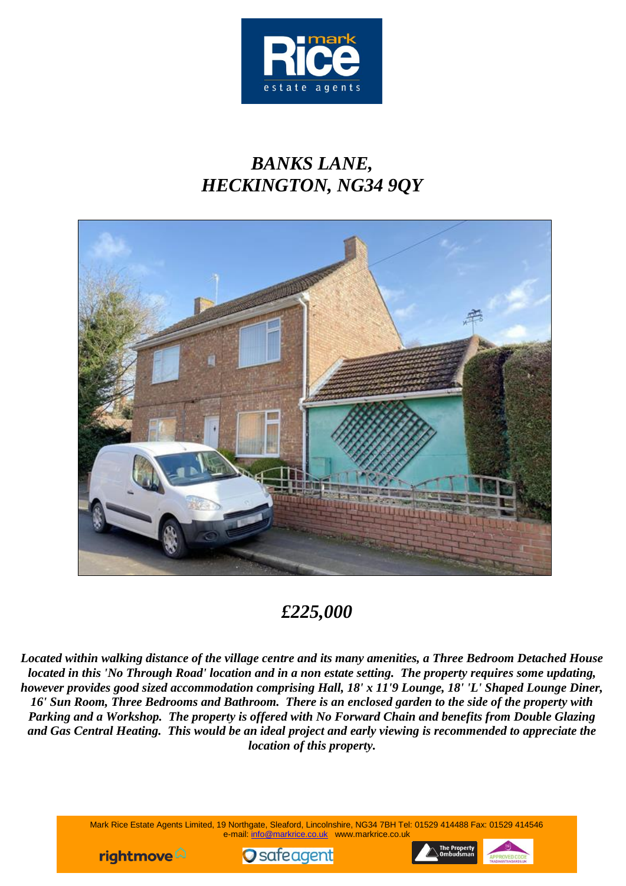# *BANKS LANE, HECKINGTON, NG34 9QY*

## *£225,000*

***Located within walking distance of the village centre and its many amenities, a Three Bedroom Detached House located in this 'No Through Road' location and in a non estate setting. The property requires some updating, however provides good sized accommodation comprising Hall, 18' x 11'9 Lounge, 18' 'L' Shaped Lounge Diner, 16' Sun Room, Three Bedrooms and Bathroom. There is an enclosed garden to the side of the property with Parking and a Workshop. The property is offered with No Forward Chain and benefits from Double Glazing and Gas Central Heating. This would be an ideal project and early viewing is recommended to appreciate the location of this property.***

Mark Rice Estate Agents Limited, 19 Northgate, Sleaford, Lincolnshire, NG34 7BH Tel: 01529 414488 Fax: 01529 414546
e-mail: info@markrice.co.uk www.markrice.co.uk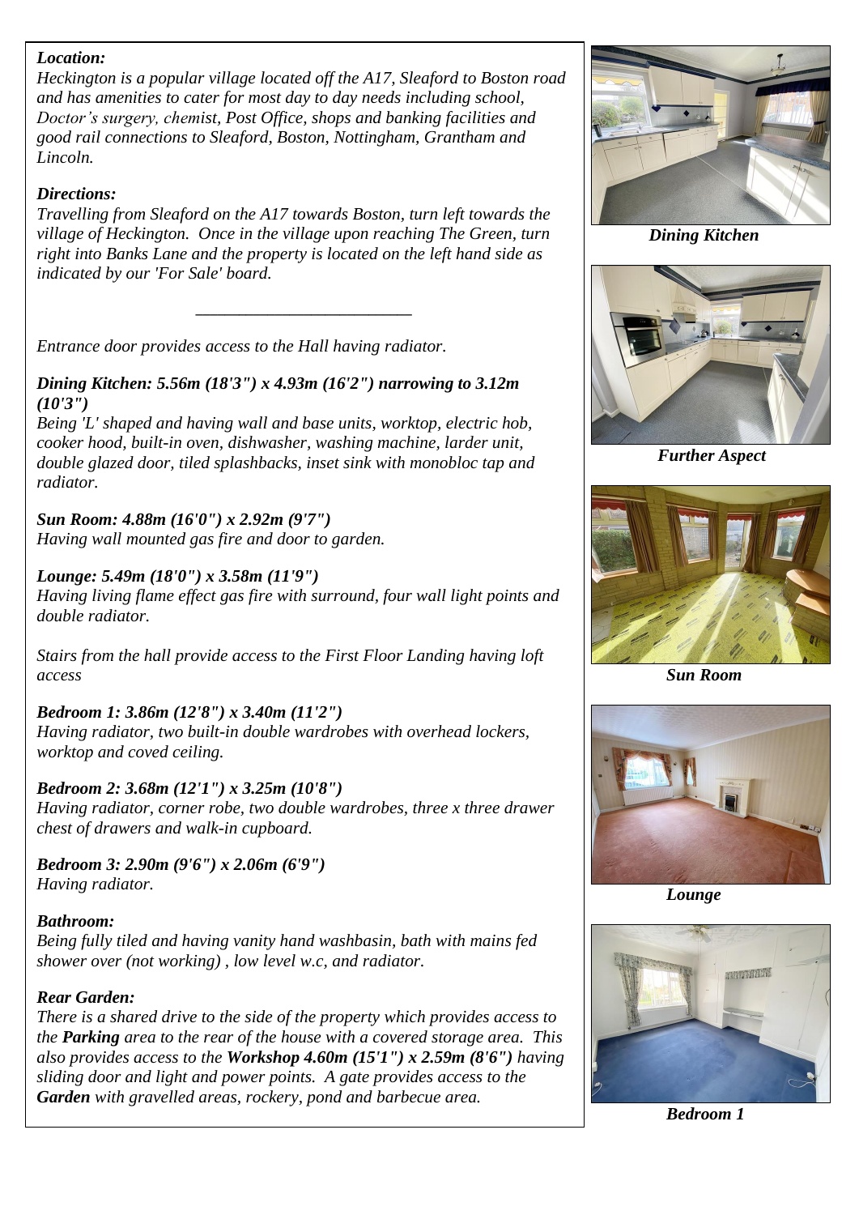***Location:***

*Heckington is a popular village located off the A17, Sleaford to Boston road and has amenities to cater for most day to day needs including school, Doctor's surgery, chemist, Post Office, shops and banking facilities and good rail connections to Sleaford, Boston, Nottingham, Grantham and Lincoln.*

***Directions:***

*Travelling from Sleaford on the A17 towards Boston, turn left towards the village of Heckington. Once in the village upon reaching The Green, turn right into Banks Lane and the property is located on the left hand side as indicated by our 'For Sale' board.*

---

*Entrance door provides access to the Hall having radiator.*

***Dining Kitchen: 5.56m (18'3") x 4.93m (16'2") narrowing to 3.12m (10'3")***

*Being 'L' shaped and having wall and base units, worktop, electric hob, cooker hood, built-in oven, dishwasher, washing machine, larder unit, double glazed door, tiled splashbacks, inset sink with monobloc tap and radiator.*

***Sun Room: 4.88m (16'0") x 2.92m (9'7")***

*Having wall mounted gas fire and door to garden.*

***Lounge: 5.49m (18'0") x 3.58m (11'9")***

*Having living flame effect gas fire with surround, four wall light points and double radiator.*

*Stairs from the hall provide access to the First Floor Landing having loft access*

***Bedroom 1: 3.86m (12'8") x 3.40m (11'2")***

*Having radiator, two built-in double wardrobes with overhead lockers, worktop and coved ceiling.*

***Bedroom 2: 3.68m (12'1") x 3.25m (10'8")***

*Having radiator, corner robe, two double wardrobes, three x three drawer chest of drawers and walk-in cupboard.*

***Bedroom 3: 2.90m (9'6") x 2.06m (6'9")***

*Having radiator.*

***Bathroom:***

*Being fully tiled and having vanity hand washbasin, bath with mains fed shower over (not working) , low level w.c, and radiator.*

***Rear Garden:***

*There is a shared drive to the side of the property which provides access to the* ***Parking*** *area to the rear of the house with a covered storage area. This also provides access to the* ***Workshop 4.60m (15'1") x 2.59m (8'6")*** *having sliding door and light and power points. A gate provides access to the* ***Garden*** *with gravelled areas, rockery, pond and barbecue area.*

***Dining Kitchen***

***Further Aspect***

***Sun Room***

***Lounge***

***Bedroom 1***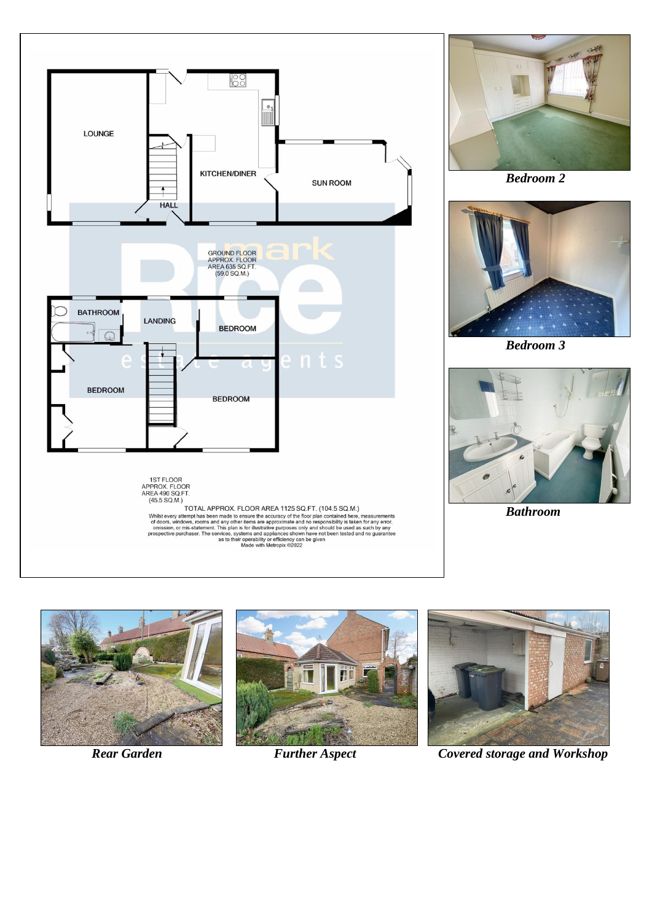LOUNGE

KITCHEN/DINER

SUN ROOM

HALL

GROUND FLOOR
APPROX. FLOOR
AREA 635 SQ.FT.
(59.0 SQ.M.)

BATHROOM

LANDING

BEDROOM

BEDROOM

BEDROOM

1ST FLOOR
APPROX. FLOOR
AREA 490 SQ.FT.
(45.5 SQ.M.)

TOTAL APPROX. FLOOR AREA 1125 SQ.FT. (104.5 SQ.M.)

Whilst every attempt has been made to ensure the accuracy of the floor plan contained here, measurements of doors, windows, rooms and any other items are approximate and no responsibility is taken for any error, omission, or mis-statement. This plan is for illustrative purposes only and should be used as such by any prospective purchaser. The services, systems and appliances shown have not been tested and no guarantee as to their operability or efficiency can be given

Made with Metropix ©2022

***Bedroom 2***

***Bedroom 3***

***Bathroom***

***Rear Garden***

***Further Aspect***

***Covered storage and Workshop***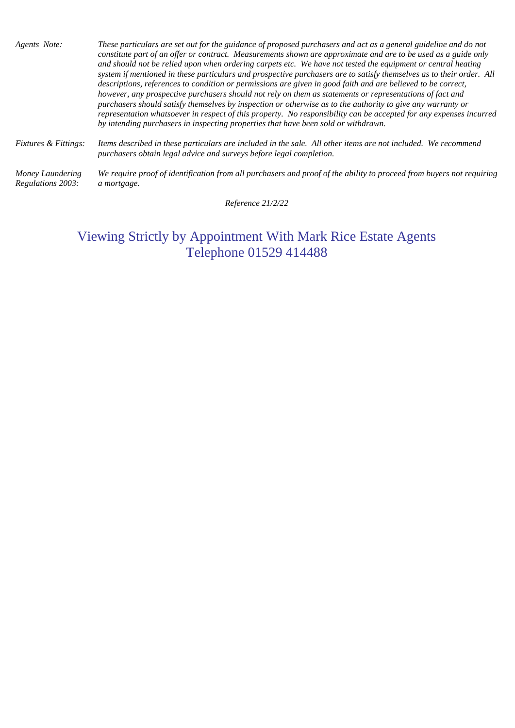*Agents Note:* *These particulars are set out for the guidance of proposed purchasers and act as a general guideline and do not constitute part of an offer or contract. Measurements shown are approximate and are to be used as a guide only and should not be relied upon when ordering carpets etc. We have not tested the equipment or central heating system if mentioned in these particulars and prospective purchasers are to satisfy themselves as to their order. All descriptions, references to condition or permissions are given in good faith and are believed to be correct, however, any prospective purchasers should not rely on them as statements or representations of fact and purchasers should satisfy themselves by inspection or otherwise as to the authority to give any warranty or representation whatsoever in respect of this property. No responsibility can be accepted for any expenses incurred by intending purchasers in inspecting properties that have been sold or withdrawn.*

*Fixtures & Fittings:* *Items described in these particulars are included in the sale. All other items are not included. We recommend purchasers obtain legal advice and surveys before legal completion.*

*Money Laundering Regulations 2003:* *We require proof of identification from all purchasers and proof of the ability to proceed from buyers not requiring a mortgage.*

*Reference 21/2/22*

Viewing Strictly by Appointment With Mark Rice Estate Agents
Telephone 01529 414488